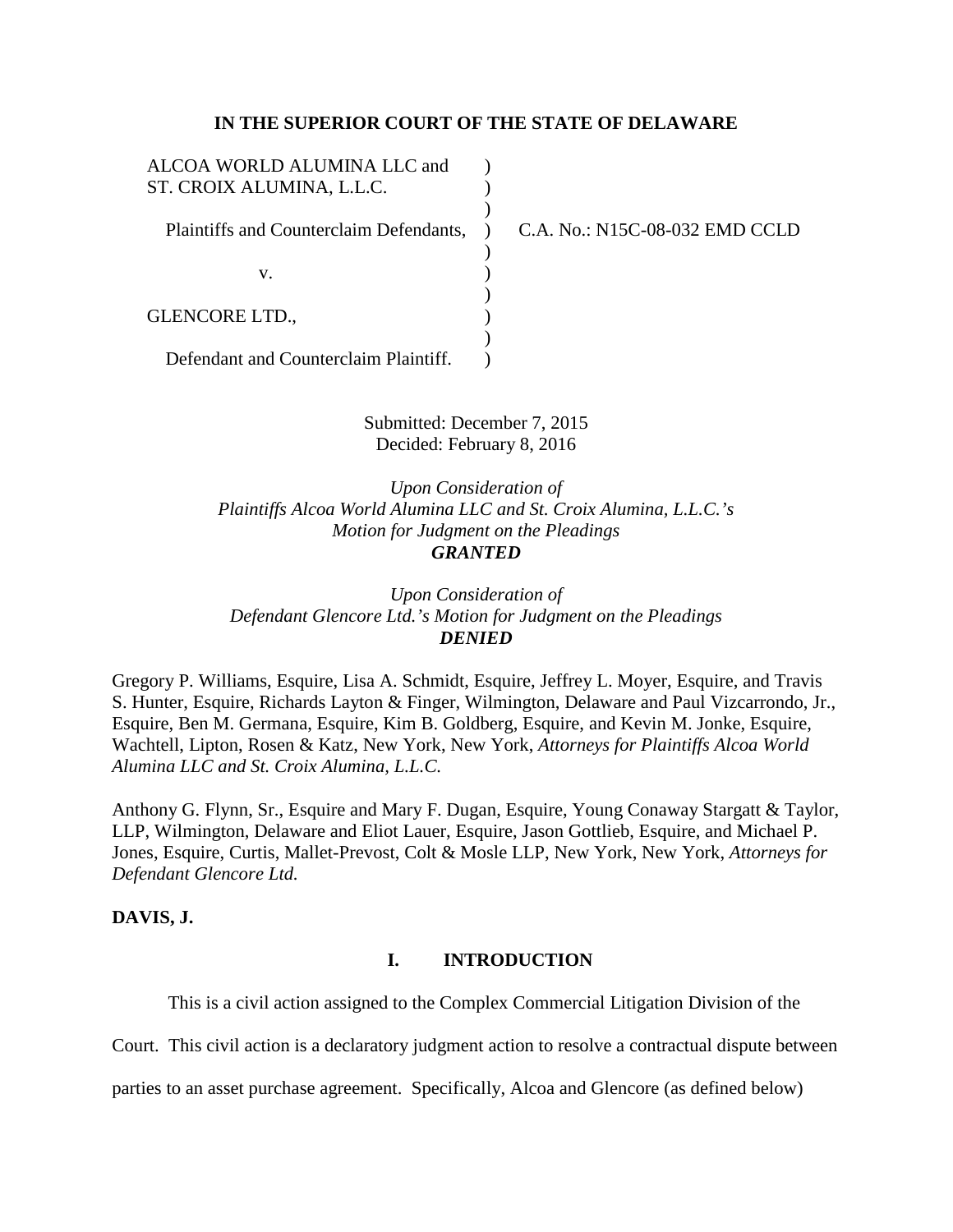**IN THE SUPERIOR COURT OF THE STATE OF DELAWARE**

ALCOA WORLD ALUMINA LLC and ST. CROIX ALUMINA, L.L.C.

Plaintiffs and Counterclaim Defendants,

v.

GLENCORE LTD.,

Defendant and Counterclaim Plaintiff.

C.A. No.: N15C-08-032 EMD CCLD

Submitted: December 7, 2015
Decided: February 8, 2016

*Upon Consideration of*
*Plaintiffs Alcoa World Alumina LLC and St. Croix Alumina, L.L.C.'s*
*Motion for Judgment on the Pleadings*
***GRANTED***

*Upon Consideration of*
*Defendant Glencore Ltd.'s Motion for Judgment on the Pleadings*
***DENIED***

Gregory P. Williams, Esquire, Lisa A. Schmidt, Esquire, Jeffrey L. Moyer, Esquire, and Travis S. Hunter, Esquire, Richards Layton & Finger, Wilmington, Delaware and Paul Vizcarrondo, Jr., Esquire, Ben M. Germana, Esquire, Kim B. Goldberg, Esquire, and Kevin M. Jonke, Esquire, Wachtell, Lipton, Rosen & Katz, New York, New York, *Attorneys for Plaintiffs Alcoa World Alumina LLC and St. Croix Alumina, L.L.C.*

Anthony G. Flynn, Sr., Esquire and Mary F. Dugan, Esquire, Young Conaway Stargatt & Taylor, LLP, Wilmington, Delaware and Eliot Lauer, Esquire, Jason Gottlieb, Esquire, and Michael P. Jones, Esquire, Curtis, Mallet-Prevost, Colt & Mosle LLP, New York, New York, *Attorneys for Defendant Glencore Ltd.*

**DAVIS, J.**

## I. INTRODUCTION

This is a civil action assigned to the Complex Commercial Litigation Division of the Court. This civil action is a declaratory judgment action to resolve a contractual dispute between parties to an asset purchase agreement. Specifically, Alcoa and Glencore (as defined below)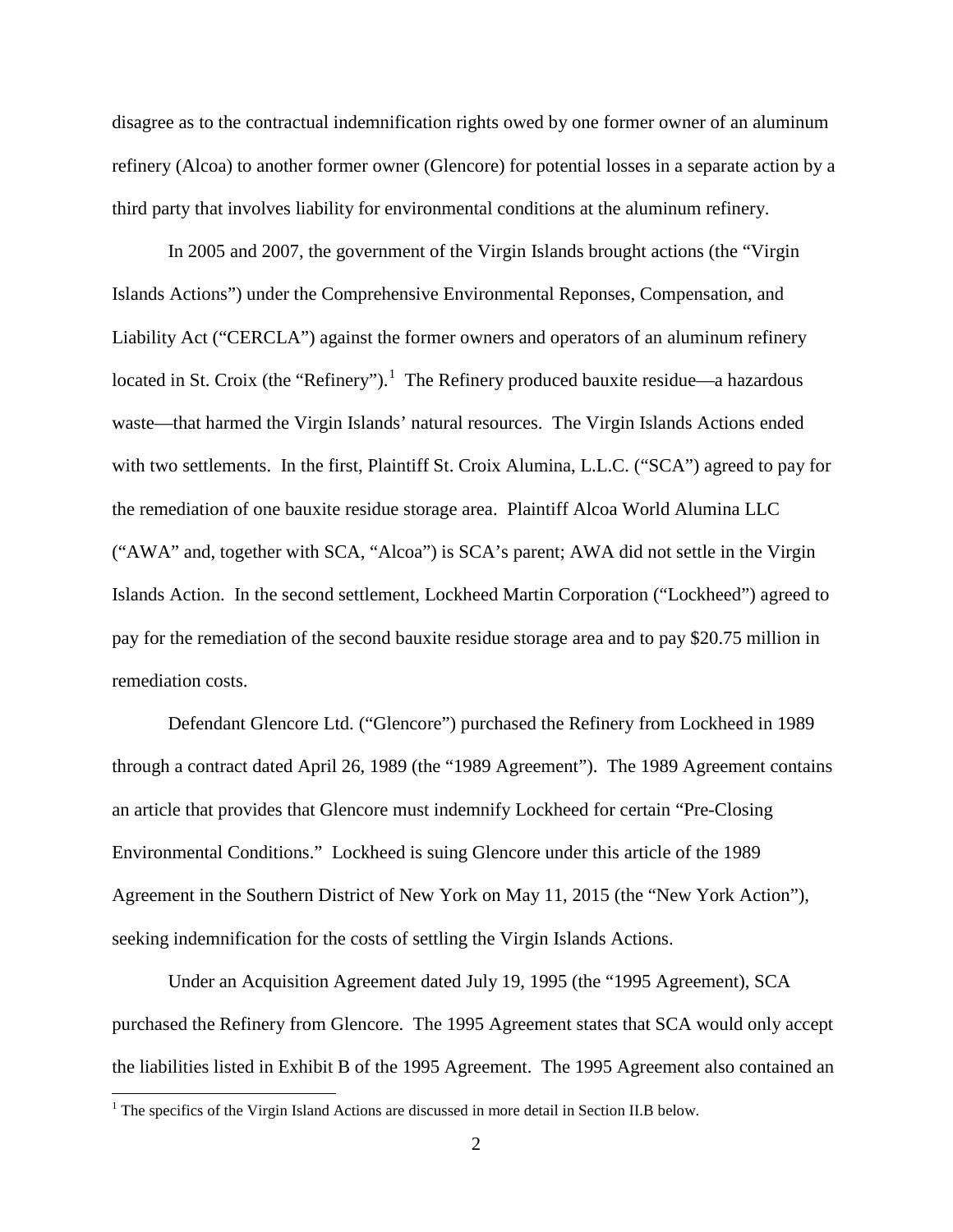disagree as to the contractual indemnification rights owed by one former owner of an aluminum refinery (Alcoa) to another former owner (Glencore) for potential losses in a separate action by a third party that involves liability for environmental conditions at the aluminum refinery.

In 2005 and 2007, the government of the Virgin Islands brought actions (the "Virgin Islands Actions") under the Comprehensive Environmental Reponses, Compensation, and Liability Act ("CERCLA") against the former owners and operators of an aluminum refinery located in St. Croix (the "Refinery").[1] The Refinery produced bauxite residue—a hazardous waste—that harmed the Virgin Islands' natural resources. The Virgin Islands Actions ended with two settlements. In the first, Plaintiff St. Croix Alumina, L.L.C. ("SCA") agreed to pay for the remediation of one bauxite residue storage area. Plaintiff Alcoa World Alumina LLC ("AWA" and, together with SCA, "Alcoa") is SCA's parent; AWA did not settle in the Virgin Islands Action. In the second settlement, Lockheed Martin Corporation ("Lockheed") agreed to pay for the remediation of the second bauxite residue storage area and to pay \$20.75 million in remediation costs.

Defendant Glencore Ltd. ("Glencore") purchased the Refinery from Lockheed in 1989 through a contract dated April 26, 1989 (the "1989 Agreement"). The 1989 Agreement contains an article that provides that Glencore must indemnify Lockheed for certain "Pre-Closing Environmental Conditions." Lockheed is suing Glencore under this article of the 1989 Agreement in the Southern District of New York on May 11, 2015 (the "New York Action"), seeking indemnification for the costs of settling the Virgin Islands Actions.

Under an Acquisition Agreement dated July 19, 1995 (the "1995 Agreement), SCA purchased the Refinery from Glencore. The 1995 Agreement states that SCA would only accept the liabilities listed in Exhibit B of the 1995 Agreement. The 1995 Agreement also contained an

[1] The specifics of the Virgin Island Actions are discussed in more detail in Section II.B below.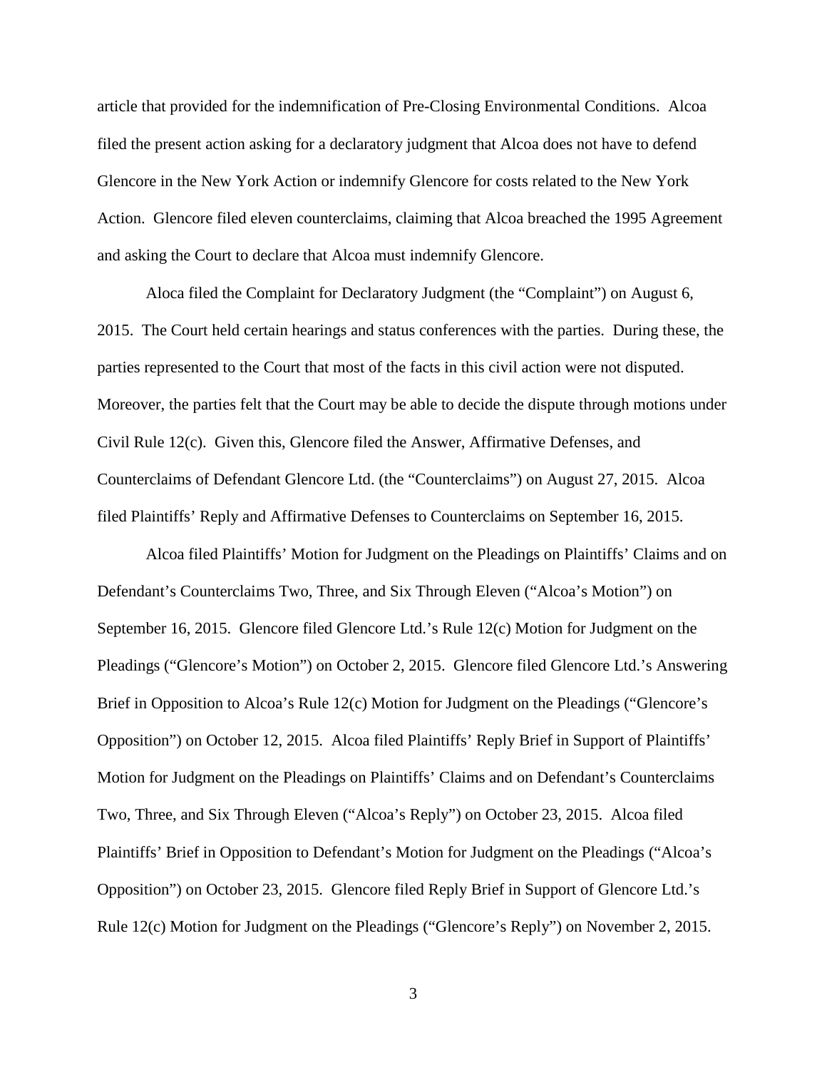article that provided for the indemnification of Pre-Closing Environmental Conditions. Alcoa filed the present action asking for a declaratory judgment that Alcoa does not have to defend Glencore in the New York Action or indemnify Glencore for costs related to the New York Action. Glencore filed eleven counterclaims, claiming that Alcoa breached the 1995 Agreement and asking the Court to declare that Alcoa must indemnify Glencore.

Aloca filed the Complaint for Declaratory Judgment (the "Complaint") on August 6, 2015. The Court held certain hearings and status conferences with the parties. During these, the parties represented to the Court that most of the facts in this civil action were not disputed. Moreover, the parties felt that the Court may be able to decide the dispute through motions under Civil Rule 12(c). Given this, Glencore filed the Answer, Affirmative Defenses, and Counterclaims of Defendant Glencore Ltd. (the "Counterclaims") on August 27, 2015. Alcoa filed Plaintiffs' Reply and Affirmative Defenses to Counterclaims on September 16, 2015.

Alcoa filed Plaintiffs' Motion for Judgment on the Pleadings on Plaintiffs' Claims and on Defendant's Counterclaims Two, Three, and Six Through Eleven ("Alcoa's Motion") on September 16, 2015. Glencore filed Glencore Ltd.'s Rule 12(c) Motion for Judgment on the Pleadings ("Glencore's Motion") on October 2, 2015. Glencore filed Glencore Ltd.'s Answering Brief in Opposition to Alcoa's Rule 12(c) Motion for Judgment on the Pleadings ("Glencore's Opposition") on October 12, 2015. Alcoa filed Plaintiffs' Reply Brief in Support of Plaintiffs' Motion for Judgment on the Pleadings on Plaintiffs' Claims and on Defendant's Counterclaims Two, Three, and Six Through Eleven ("Alcoa's Reply") on October 23, 2015. Alcoa filed Plaintiffs' Brief in Opposition to Defendant's Motion for Judgment on the Pleadings ("Alcoa's Opposition") on October 23, 2015. Glencore filed Reply Brief in Support of Glencore Ltd.'s Rule 12(c) Motion for Judgment on the Pleadings ("Glencore's Reply") on November 2, 2015.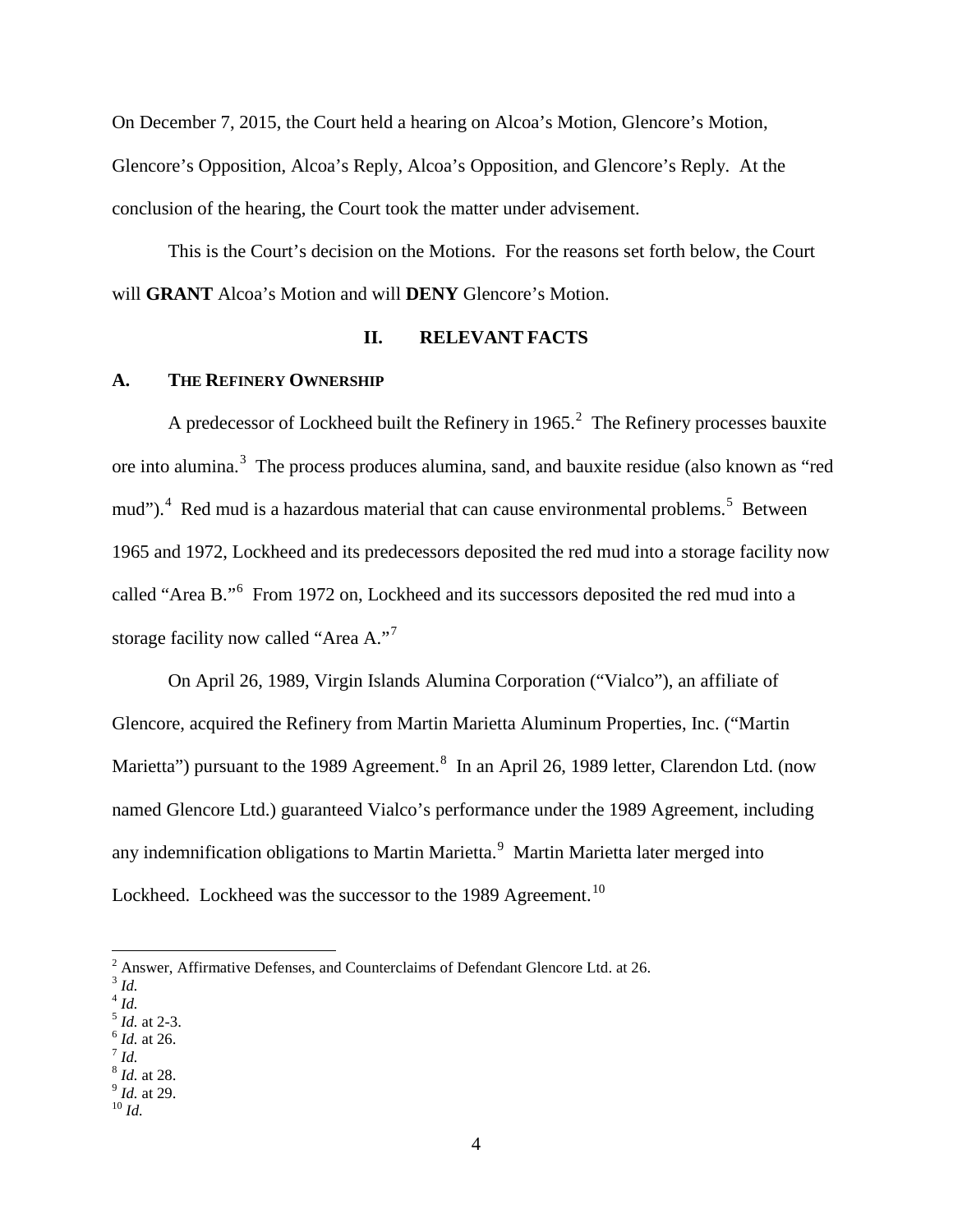On December 7, 2015, the Court held a hearing on Alcoa's Motion, Glencore's Motion, Glencore's Opposition, Alcoa's Reply, Alcoa's Opposition, and Glencore's Reply. At the conclusion of the hearing, the Court took the matter under advisement.

This is the Court's decision on the Motions. For the reasons set forth below, the Court will **GRANT** Alcoa's Motion and will **DENY** Glencore's Motion.

## II. RELEVANT FACTS

### A. THE REFINERY OWNERSHIP

A predecessor of Lockheed built the Refinery in 1965.[2] The Refinery processes bauxite ore into alumina.[3] The process produces alumina, sand, and bauxite residue (also known as "red mud").[4] Red mud is a hazardous material that can cause environmental problems.[5] Between 1965 and 1972, Lockheed and its predecessors deposited the red mud into a storage facility now called "Area B."[6] From 1972 on, Lockheed and its successors deposited the red mud into a storage facility now called "Area A."[7]

On April 26, 1989, Virgin Islands Alumina Corporation ("Vialco"), an affiliate of Glencore, acquired the Refinery from Martin Marietta Aluminum Properties, Inc. ("Martin Marietta") pursuant to the 1989 Agreement.[8] In an April 26, 1989 letter, Clarendon Ltd. (now named Glencore Ltd.) guaranteed Vialco's performance under the 1989 Agreement, including any indemnification obligations to Martin Marietta.[9] Martin Marietta later merged into Lockheed. Lockheed was the successor to the 1989 Agreement.[10]

---

[2] Answer, Affirmative Defenses, and Counterclaims of Defendant Glencore Ltd. at 26.
[3] *Id.*
[4] *Id.*
[5] *Id.* at 2-3.
[6] *Id.* at 26.
[7] *Id.*
[8] *Id.* at 28.
[9] *Id.* at 29.
[10] *Id.*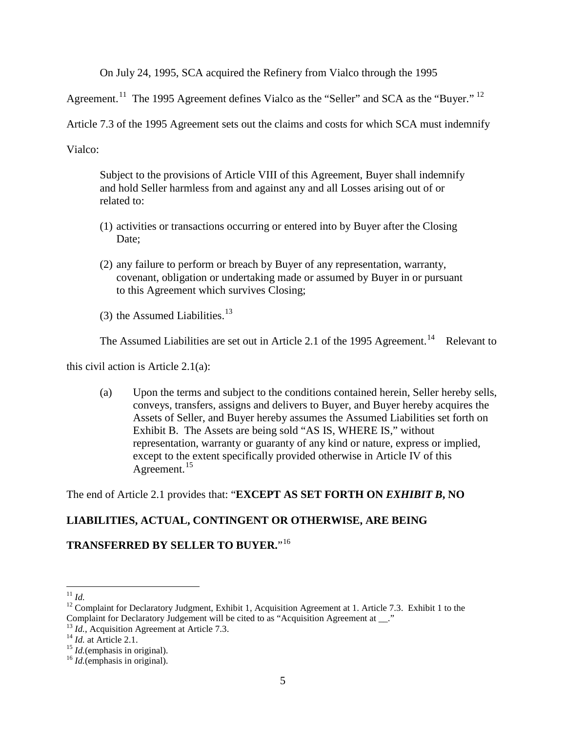On July 24, 1995, SCA acquired the Refinery from Vialco through the 1995 Agreement.[11] The 1995 Agreement defines Vialco as the "Seller" and SCA as the "Buyer." [12] Article 7.3 of the 1995 Agreement sets out the claims and costs for which SCA must indemnify Vialco:

> Subject to the provisions of Article VIII of this Agreement, Buyer shall indemnify and hold Seller harmless from and against any and all Losses arising out of or related to:
>
> (1) activities or transactions occurring or entered into by Buyer after the Closing Date;
>
> (2) any failure to perform or breach by Buyer of any representation, warranty, covenant, obligation or undertaking made or assumed by Buyer in or pursuant to this Agreement which survives Closing;
>
> (3) the Assumed Liabilities.[13]

The Assumed Liabilities are set out in Article 2.1 of the 1995 Agreement.[14] Relevant to this civil action is Article 2.1(a):

> (a) Upon the terms and subject to the conditions contained herein, Seller hereby sells, conveys, transfers, assigns and delivers to Buyer, and Buyer hereby acquires the Assets of Seller, and Buyer hereby assumes the Assumed Liabilities set forth on Exhibit B. The Assets are being sold "AS IS, WHERE IS," without representation, warranty or guaranty of any kind or nature, express or implied, except to the extent specifically provided otherwise in Article IV of this Agreement.[15]

The end of Article 2.1 provides that: "**EXCEPT AS SET FORTH ON *EXHIBIT B*, NO LIABILITIES, ACTUAL, CONTINGENT OR OTHERWISE, ARE BEING TRANSFERRED BY SELLER TO BUYER.**"[16]

---

[11] *Id.*

[12] Complaint for Declaratory Judgment, Exhibit 1, Acquisition Agreement at 1. Article 7.3. Exhibit 1 to the Complaint for Declaratory Judgement will be cited to as "Acquisition Agreement at __."

[13] *Id.*, Acquisition Agreement at Article 7.3.

[14] *Id.* at Article 2.1.

[15] *Id.*(emphasis in original).

[16] *Id.*(emphasis in original).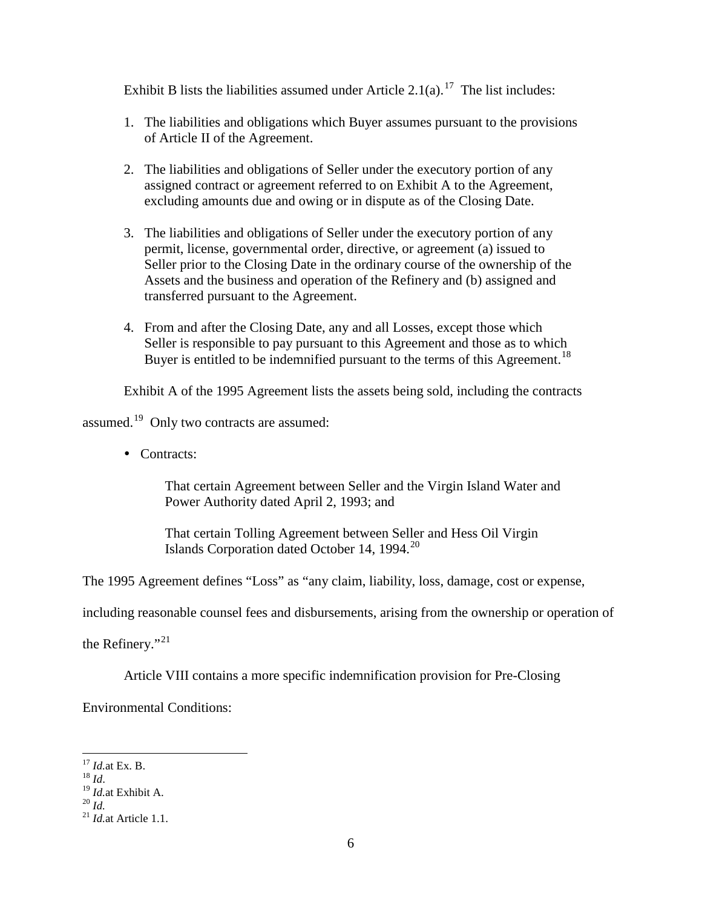Exhibit B lists the liabilities assumed under Article 2.1(a).[17] The list includes:

1. The liabilities and obligations which Buyer assumes pursuant to the provisions of Article II of the Agreement.

2. The liabilities and obligations of Seller under the executory portion of any assigned contract or agreement referred to on Exhibit A to the Agreement, excluding amounts due and owing or in dispute as of the Closing Date.

3. The liabilities and obligations of Seller under the executory portion of any permit, license, governmental order, directive, or agreement (a) issued to Seller prior to the Closing Date in the ordinary course of the ownership of the Assets and the business and operation of the Refinery and (b) assigned and transferred pursuant to the Agreement.

4. From and after the Closing Date, any and all Losses, except those which Seller is responsible to pay pursuant to this Agreement and those as to which Buyer is entitled to be indemnified pursuant to the terms of this Agreement.[18]

Exhibit A of the 1995 Agreement lists the assets being sold, including the contracts assumed.[19] Only two contracts are assumed:

- Contracts:

  That certain Agreement between Seller and the Virgin Island Water and Power Authority dated April 2, 1993; and

  That certain Tolling Agreement between Seller and Hess Oil Virgin Islands Corporation dated October 14, 1994.[20]

The 1995 Agreement defines "Loss" as "any claim, liability, loss, damage, cost or expense, including reasonable counsel fees and disbursements, arising from the ownership or operation of the Refinery."[21]

Article VIII contains a more specific indemnification provision for Pre-Closing Environmental Conditions:

---

[17] *Id.*at Ex. B.

[18] *Id*.

[19] *Id.*at Exhibit A.

[20] *Id.*

[21] *Id.*at Article 1.1.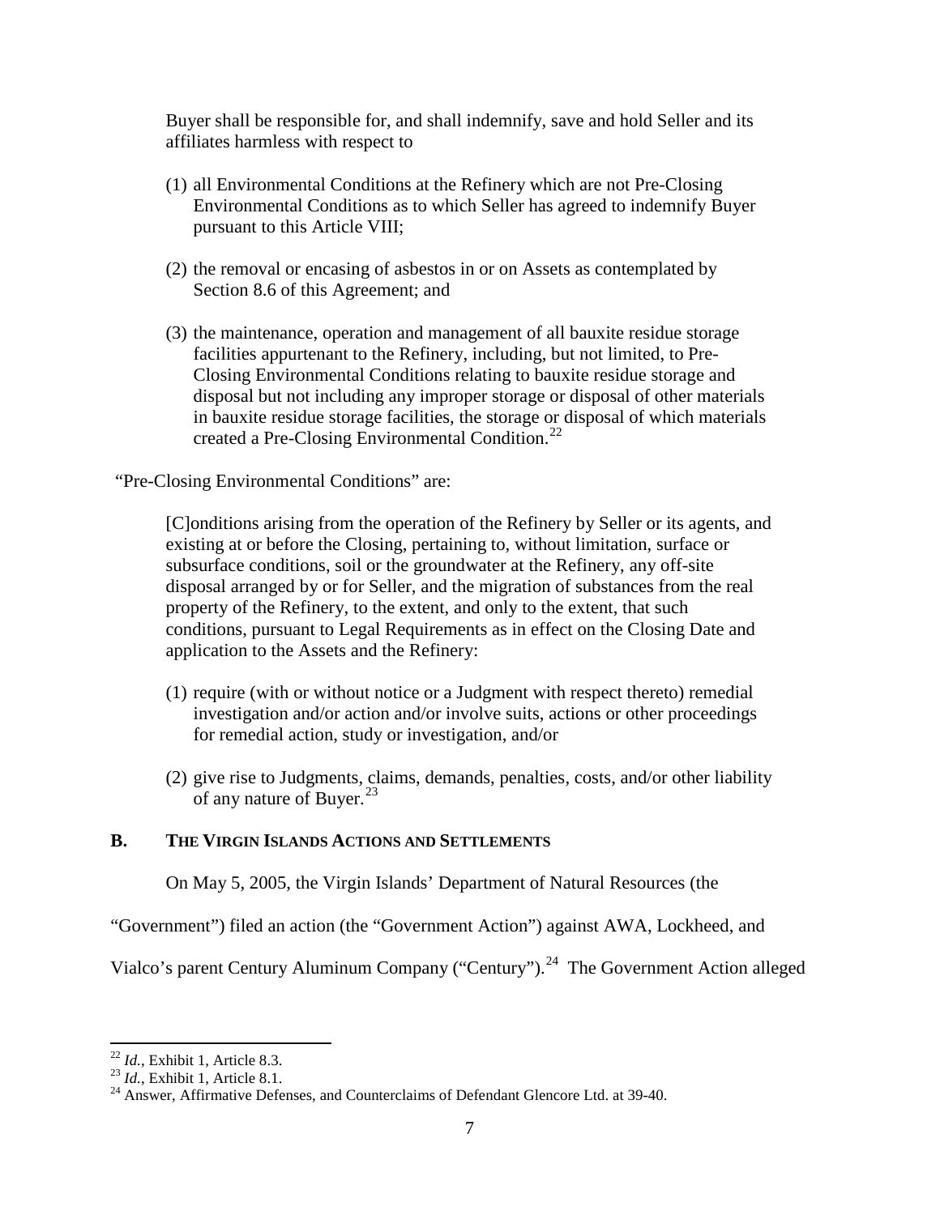> Buyer shall be responsible for, and shall indemnify, save and hold Seller and its affiliates harmless with respect to
>
> (1) all Environmental Conditions at the Refinery which are not Pre-Closing Environmental Conditions as to which Seller has agreed to indemnify Buyer pursuant to this Article VIII;
>
> (2) the removal or encasing of asbestos in or on Assets as contemplated by Section 8.6 of this Agreement; and
>
> (3) the maintenance, operation and management of all bauxite residue storage facilities appurtenant to the Refinery, including, but not limited, to Pre-Closing Environmental Conditions relating to bauxite residue storage and disposal but not including any improper storage or disposal of other materials in bauxite residue storage facilities, the storage or disposal of which materials created a Pre-Closing Environmental Condition.[22]

"Pre-Closing Environmental Conditions" are:

> [C]onditions arising from the operation of the Refinery by Seller or its agents, and existing at or before the Closing, pertaining to, without limitation, surface or subsurface conditions, soil or the groundwater at the Refinery, any off-site disposal arranged by or for Seller, and the migration of substances from the real property of the Refinery, to the extent, and only to the extent, that such conditions, pursuant to Legal Requirements as in effect on the Closing Date and application to the Assets and the Refinery:
>
> (1) require (with or without notice or a Judgment with respect thereto) remedial investigation and/or action and/or involve suits, actions or other proceedings for remedial action, study or investigation, and/or
>
> (2) give rise to Judgments, claims, demands, penalties, costs, and/or other liability of any nature of Buyer.[23]

## B. The Virgin Islands Actions and Settlements

On May 5, 2005, the Virgin Islands' Department of Natural Resources (the "Government") filed an action (the "Government Action") against AWA, Lockheed, and Vialco's parent Century Aluminum Company ("Century").[24] The Government Action alleged

---

[22] *Id.*, Exhibit 1, Article 8.3.

[23] *Id.*, Exhibit 1, Article 8.1.

[24] Answer, Affirmative Defenses, and Counterclaims of Defendant Glencore Ltd. at 39-40.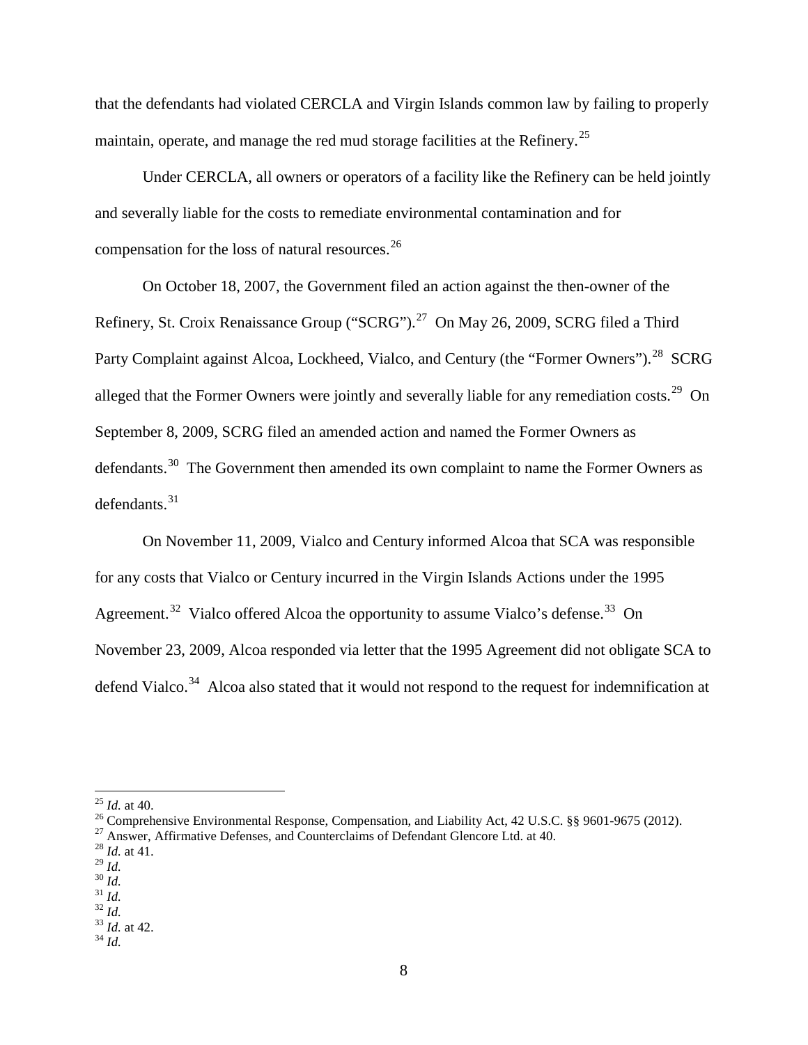that the defendants had violated CERCLA and Virgin Islands common law by failing to properly maintain, operate, and manage the red mud storage facilities at the Refinery.[25]

Under CERCLA, all owners or operators of a facility like the Refinery can be held jointly and severally liable for the costs to remediate environmental contamination and for compensation for the loss of natural resources.[26]

On October 18, 2007, the Government filed an action against the then-owner of the Refinery, St. Croix Renaissance Group ("SCRG").[27] On May 26, 2009, SCRG filed a Third Party Complaint against Alcoa, Lockheed, Vialco, and Century (the "Former Owners").[28] SCRG alleged that the Former Owners were jointly and severally liable for any remediation costs.[29] On September 8, 2009, SCRG filed an amended action and named the Former Owners as defendants.[30] The Government then amended its own complaint to name the Former Owners as defendants.[31]

On November 11, 2009, Vialco and Century informed Alcoa that SCA was responsible for any costs that Vialco or Century incurred in the Virgin Islands Actions under the 1995 Agreement.[32] Vialco offered Alcoa the opportunity to assume Vialco's defense.[33] On November 23, 2009, Alcoa responded via letter that the 1995 Agreement did not obligate SCA to defend Vialco.[34] Alcoa also stated that it would not respond to the request for indemnification at

---

[25] *Id.* at 40.

[26] Comprehensive Environmental Response, Compensation, and Liability Act, 42 U.S.C. §§ 9601-9675 (2012).

[27] Answer, Affirmative Defenses, and Counterclaims of Defendant Glencore Ltd. at 40.

[28] *Id.* at 41.

[29] *Id.*

[30] *Id.*

[31] *Id.*

[32] *Id.*

[33] *Id.* at 42.

[34] *Id.*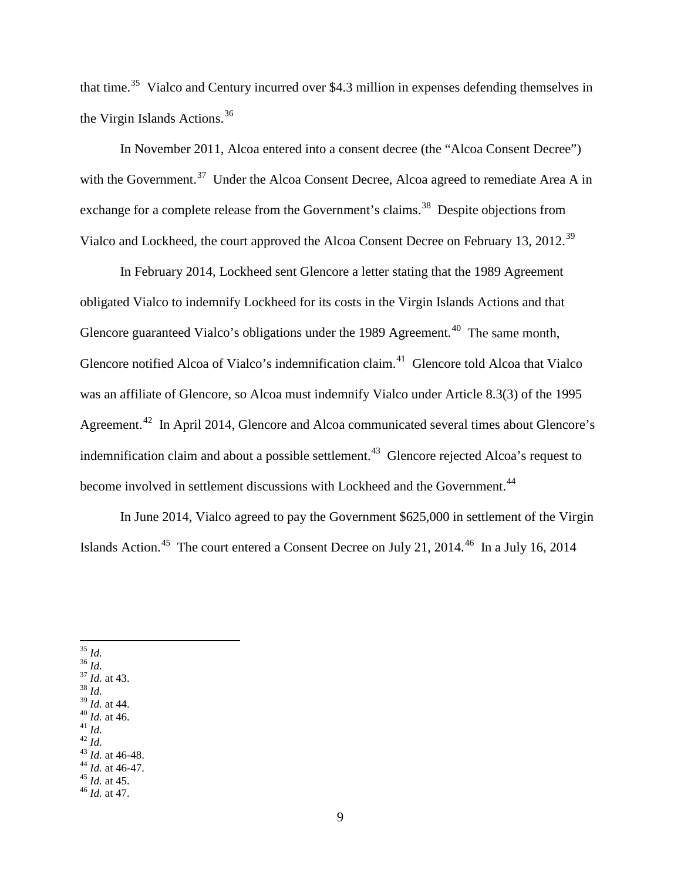that time.[35] Vialco and Century incurred over $4.3 million in expenses defending themselves in the Virgin Islands Actions.[36]

In November 2011, Alcoa entered into a consent decree (the "Alcoa Consent Decree") with the Government.[37] Under the Alcoa Consent Decree, Alcoa agreed to remediate Area A in exchange for a complete release from the Government's claims.[38] Despite objections from Vialco and Lockheed, the court approved the Alcoa Consent Decree on February 13, 2012.[39]

In February 2014, Lockheed sent Glencore a letter stating that the 1989 Agreement obligated Vialco to indemnify Lockheed for its costs in the Virgin Islands Actions and that Glencore guaranteed Vialco's obligations under the 1989 Agreement.[40] The same month, Glencore notified Alcoa of Vialco's indemnification claim.[41] Glencore told Alcoa that Vialco was an affiliate of Glencore, so Alcoa must indemnify Vialco under Article 8.3(3) of the 1995 Agreement.[42] In April 2014, Glencore and Alcoa communicated several times about Glencore's indemnification claim and about a possible settlement.[43] Glencore rejected Alcoa's request to become involved in settlement discussions with Lockheed and the Government.[44]

In June 2014, Vialco agreed to pay the Government $625,000 in settlement of the Virgin Islands Action.[45] The court entered a Consent Decree on July 21, 2014.[46] In a July 16, 2014

---

[35] *Id.*
[36] *Id.*
[37] *Id.* at 43.
[38] *Id.*
[39] *Id.* at 44.
[40] *Id.* at 46.
[41] *Id.*
[42] *Id.*
[43] *Id.* at 46-48.
[44] *Id.* at 46-47.
[45] *Id.* at 45.
[46] *Id.* at 47.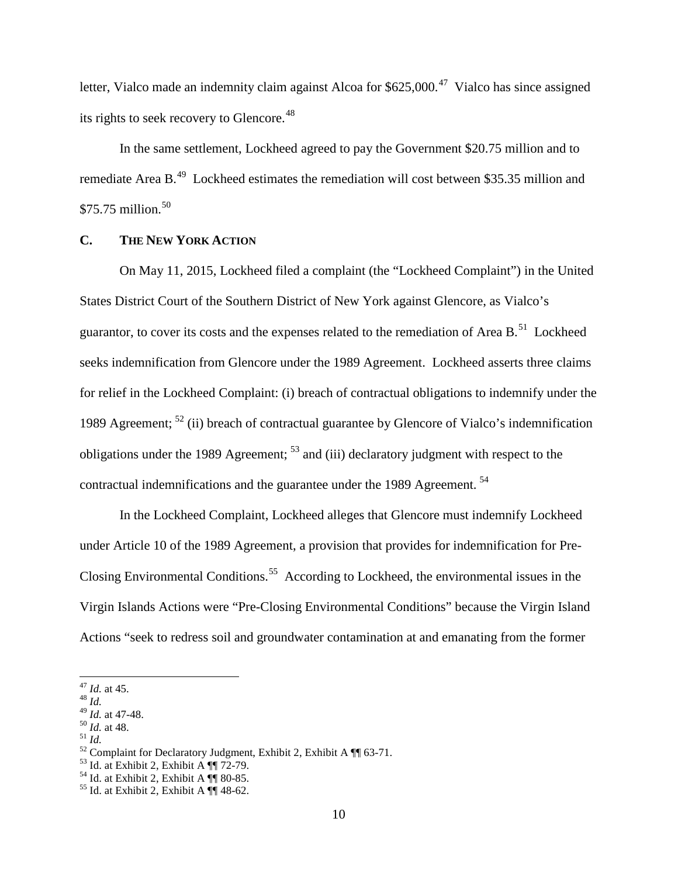letter, Vialco made an indemnity claim against Alcoa for $625,000.[47] Vialco has since assigned its rights to seek recovery to Glencore.[48]

In the same settlement, Lockheed agreed to pay the Government $20.75 million and to remediate Area B.[49] Lockheed estimates the remediation will cost between $35.35 million and $75.75 million.[50]

### C. THE NEW YORK ACTION

On May 11, 2015, Lockheed filed a complaint (the "Lockheed Complaint") in the United States District Court of the Southern District of New York against Glencore, as Vialco's guarantor, to cover its costs and the expenses related to the remediation of Area B.[51] Lockheed seeks indemnification from Glencore under the 1989 Agreement. Lockheed asserts three claims for relief in the Lockheed Complaint: (i) breach of contractual obligations to indemnify under the 1989 Agreement; [52] (ii) breach of contractual guarantee by Glencore of Vialco's indemnification obligations under the 1989 Agreement; [53] and (iii) declaratory judgment with respect to the contractual indemnifications and the guarantee under the 1989 Agreement. [54]

In the Lockheed Complaint, Lockheed alleges that Glencore must indemnify Lockheed under Article 10 of the 1989 Agreement, a provision that provides for indemnification for Pre-Closing Environmental Conditions.[55] According to Lockheed, the environmental issues in the Virgin Islands Actions were "Pre-Closing Environmental Conditions" because the Virgin Island Actions "seek to redress soil and groundwater contamination at and emanating from the former

---

[47] *Id.* at 45.
[48] *Id.*
[49] *Id.* at 47-48.
[50] *Id.* at 48.
[51] *Id.*
[52] Complaint for Declaratory Judgment, Exhibit 2, Exhibit A ¶¶ 63-71.
[53] Id. at Exhibit 2, Exhibit A ¶¶ 72-79.
[54] Id. at Exhibit 2, Exhibit A ¶¶ 80-85.
[55] Id. at Exhibit 2, Exhibit A ¶¶ 48-62.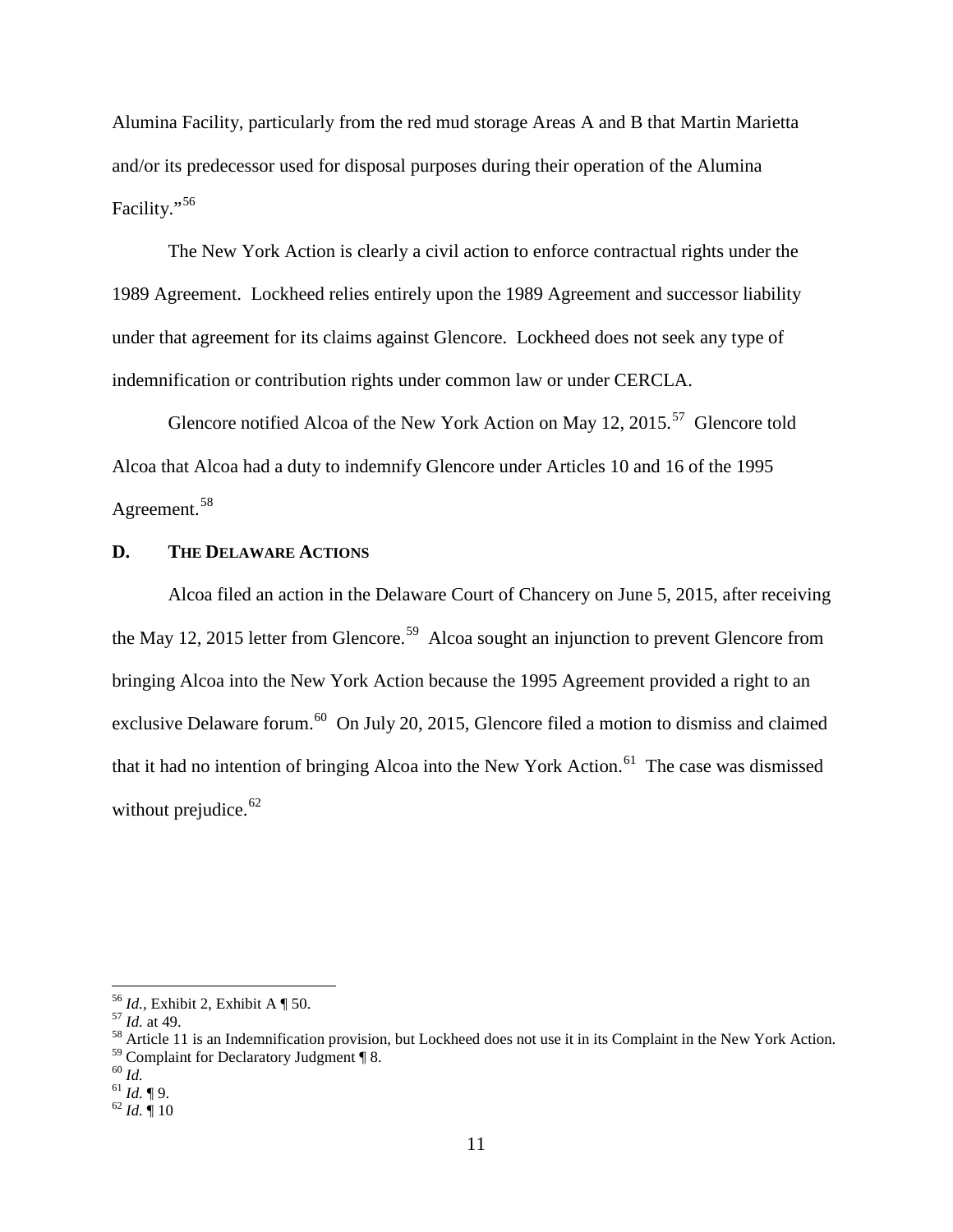Alumina Facility, particularly from the red mud storage Areas A and B that Martin Marietta and/or its predecessor used for disposal purposes during their operation of the Alumina Facility."[56]

The New York Action is clearly a civil action to enforce contractual rights under the 1989 Agreement. Lockheed relies entirely upon the 1989 Agreement and successor liability under that agreement for its claims against Glencore. Lockheed does not seek any type of indemnification or contribution rights under common law or under CERCLA.

Glencore notified Alcoa of the New York Action on May 12, 2015.[57] Glencore told Alcoa that Alcoa had a duty to indemnify Glencore under Articles 10 and 16 of the 1995 Agreement.[58]

## D. The Delaware Actions

Alcoa filed an action in the Delaware Court of Chancery on June 5, 2015, after receiving the May 12, 2015 letter from Glencore.[59] Alcoa sought an injunction to prevent Glencore from bringing Alcoa into the New York Action because the 1995 Agreement provided a right to an exclusive Delaware forum.[60] On July 20, 2015, Glencore filed a motion to dismiss and claimed that it had no intention of bringing Alcoa into the New York Action.[61] The case was dismissed without prejudice.[62]

---

[56] *Id.*, Exhibit 2, Exhibit A ¶ 50.
[57] *Id.* at 49.
[58] Article 11 is an Indemnification provision, but Lockheed does not use it in its Complaint in the New York Action.
[59] Complaint for Declaratory Judgment ¶ 8.
[60] *Id.*
[61] *Id.* ¶ 9.
[62] *Id.* ¶ 10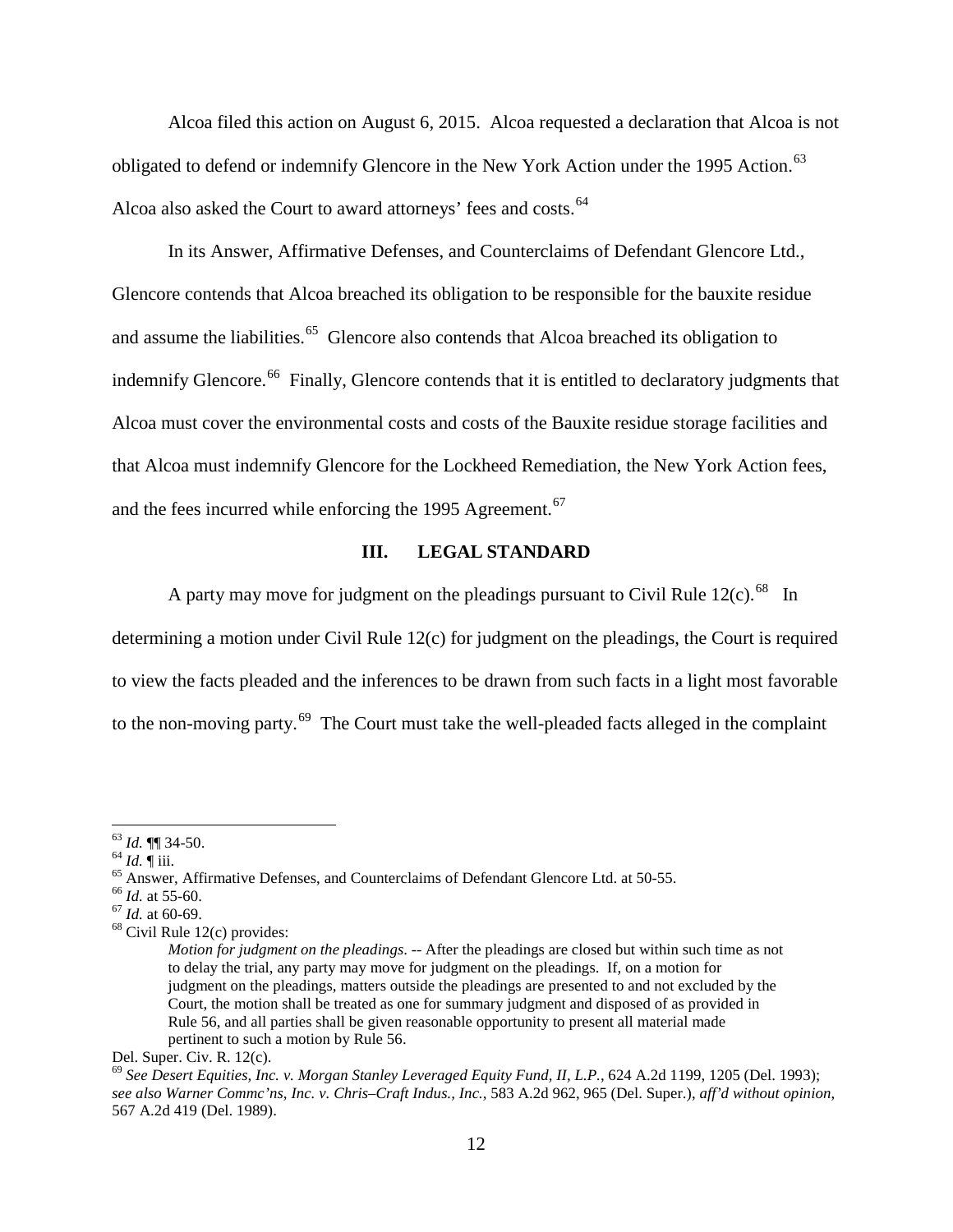Alcoa filed this action on August 6, 2015. Alcoa requested a declaration that Alcoa is not obligated to defend or indemnify Glencore in the New York Action under the 1995 Action.[63] Alcoa also asked the Court to award attorneys' fees and costs.[64]

In its Answer, Affirmative Defenses, and Counterclaims of Defendant Glencore Ltd., Glencore contends that Alcoa breached its obligation to be responsible for the bauxite residue and assume the liabilities.[65] Glencore also contends that Alcoa breached its obligation to indemnify Glencore.[66] Finally, Glencore contends that it is entitled to declaratory judgments that Alcoa must cover the environmental costs and costs of the Bauxite residue storage facilities and that Alcoa must indemnify Glencore for the Lockheed Remediation, the New York Action fees, and the fees incurred while enforcing the 1995 Agreement.[67]

## III. LEGAL STANDARD

A party may move for judgment on the pleadings pursuant to Civil Rule 12(c).[68] In determining a motion under Civil Rule 12(c) for judgment on the pleadings, the Court is required to view the facts pleaded and the inferences to be drawn from such facts in a light most favorable to the non-moving party.[69] The Court must take the well-pleaded facts alleged in the complaint

---

[63] *Id.* ¶¶ 34-50.

[64] *Id.* ¶ iii.

[65] Answer, Affirmative Defenses, and Counterclaims of Defendant Glencore Ltd. at 50-55.

[66] *Id.* at 55-60.

[67] *Id.* at 60-69.

[68] Civil Rule 12(c) provides:

> *Motion for judgment on the pleadings*. -- After the pleadings are closed but within such time as not to delay the trial, any party may move for judgment on the pleadings. If, on a motion for judgment on the pleadings, matters outside the pleadings are presented to and not excluded by the Court, the motion shall be treated as one for summary judgment and disposed of as provided in Rule 56, and all parties shall be given reasonable opportunity to present all material made pertinent to such a motion by Rule 56.

Del. Super. Civ. R. 12(c).

[69] *See Desert Equities, Inc. v. Morgan Stanley Leveraged Equity Fund, II, L.P.*, 624 A.2d 1199, 1205 (Del. 1993); *see also Warner Commc'ns, Inc. v. Chris–Craft Indus., Inc.*, 583 A.2d 962, 965 (Del. Super.), *aff'd without opinion*, 567 A.2d 419 (Del. 1989).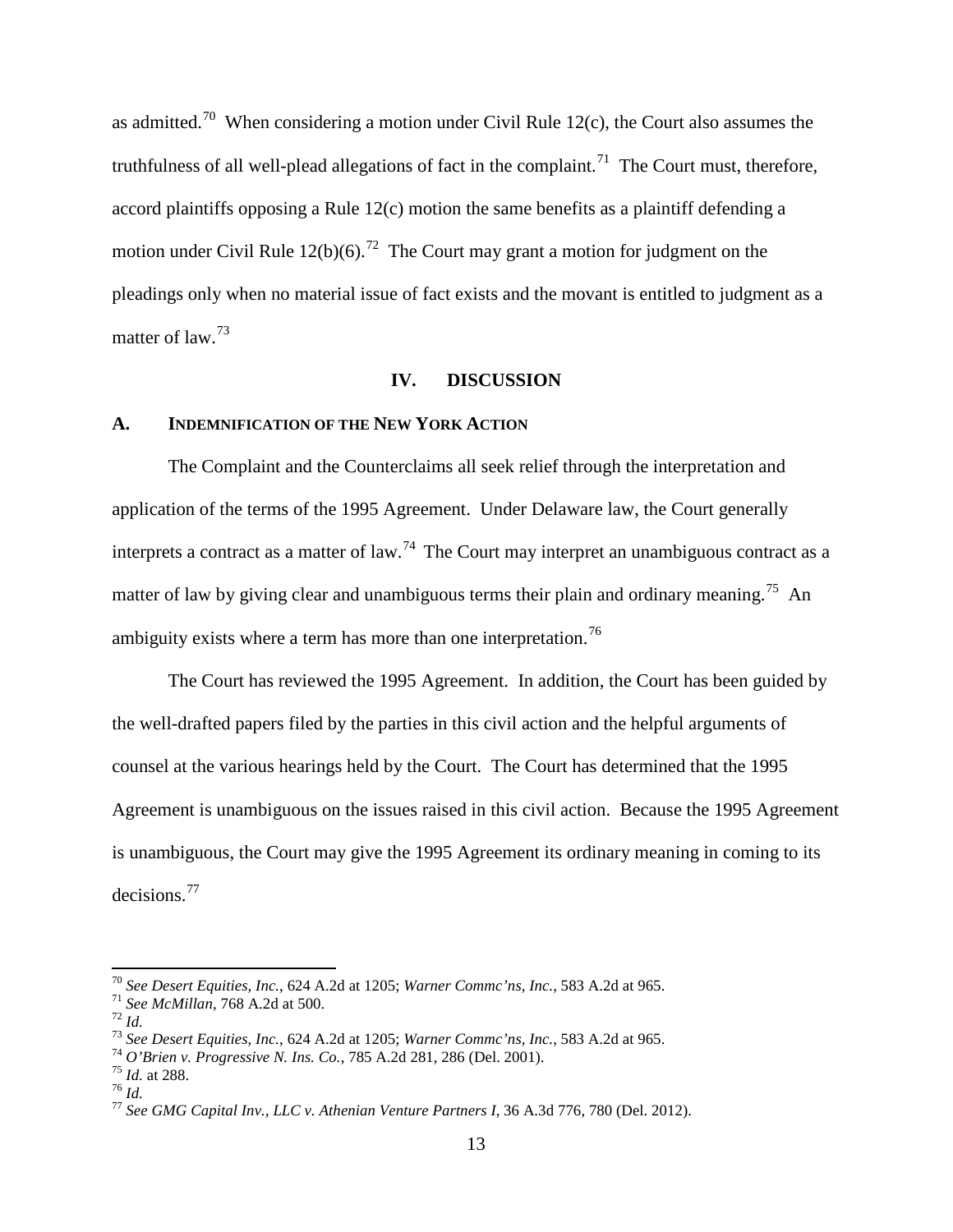as admitted.[70] When considering a motion under Civil Rule 12(c), the Court also assumes the truthfulness of all well-plead allegations of fact in the complaint.[71] The Court must, therefore, accord plaintiffs opposing a Rule 12(c) motion the same benefits as a plaintiff defending a motion under Civil Rule 12(b)(6).[72] The Court may grant a motion for judgment on the pleadings only when no material issue of fact exists and the movant is entitled to judgment as a matter of law.[73]

## IV. DISCUSSION

### A. INDEMNIFICATION OF THE NEW YORK ACTION

The Complaint and the Counterclaims all seek relief through the interpretation and application of the terms of the 1995 Agreement. Under Delaware law, the Court generally interprets a contract as a matter of law.[74] The Court may interpret an unambiguous contract as a matter of law by giving clear and unambiguous terms their plain and ordinary meaning.[75] An ambiguity exists where a term has more than one interpretation.[76]

The Court has reviewed the 1995 Agreement. In addition, the Court has been guided by the well-drafted papers filed by the parties in this civil action and the helpful arguments of counsel at the various hearings held by the Court. The Court has determined that the 1995 Agreement is unambiguous on the issues raised in this civil action. Because the 1995 Agreement is unambiguous, the Court may give the 1995 Agreement its ordinary meaning in coming to its decisions.[77]

---

[70] *See Desert Equities, Inc.*, 624 A.2d at 1205; *Warner Commc'ns, Inc.*, 583 A.2d at 965.
[71] *See McMillan*, 768 A.2d at 500.
[72] *Id.*
[73] *See Desert Equities, Inc.*, 624 A.2d at 1205; *Warner Commc'ns, Inc.*, 583 A.2d at 965.
[74] *O'Brien v. Progressive N. Ins. Co.*, 785 A.2d 281, 286 (Del. 2001).
[75] *Id.* at 288.
[76] *Id.*
[77] *See GMG Capital Inv., LLC v. Athenian Venture Partners I*, 36 A.3d 776, 780 (Del. 2012).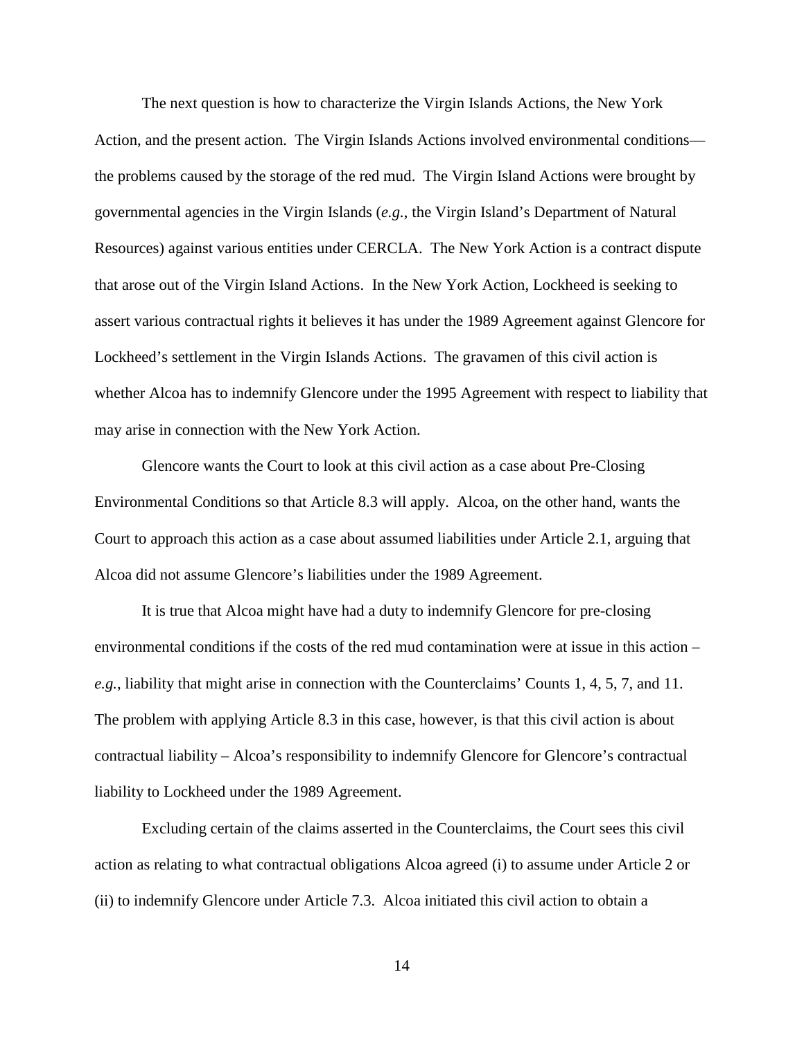The next question is how to characterize the Virgin Islands Actions, the New York Action, and the present action. The Virgin Islands Actions involved environmental conditions—the problems caused by the storage of the red mud. The Virgin Island Actions were brought by governmental agencies in the Virgin Islands (*e.g.*, the Virgin Island's Department of Natural Resources) against various entities under CERCLA. The New York Action is a contract dispute that arose out of the Virgin Island Actions. In the New York Action, Lockheed is seeking to assert various contractual rights it believes it has under the 1989 Agreement against Glencore for Lockheed's settlement in the Virgin Islands Actions. The gravamen of this civil action is whether Alcoa has to indemnify Glencore under the 1995 Agreement with respect to liability that may arise in connection with the New York Action.

Glencore wants the Court to look at this civil action as a case about Pre-Closing Environmental Conditions so that Article 8.3 will apply. Alcoa, on the other hand, wants the Court to approach this action as a case about assumed liabilities under Article 2.1, arguing that Alcoa did not assume Glencore's liabilities under the 1989 Agreement.

It is true that Alcoa might have had a duty to indemnify Glencore for pre-closing environmental conditions if the costs of the red mud contamination were at issue in this action – *e.g.*, liability that might arise in connection with the Counterclaims' Counts 1, 4, 5, 7, and 11. The problem with applying Article 8.3 in this case, however, is that this civil action is about contractual liability – Alcoa's responsibility to indemnify Glencore for Glencore's contractual liability to Lockheed under the 1989 Agreement.

Excluding certain of the claims asserted in the Counterclaims, the Court sees this civil action as relating to what contractual obligations Alcoa agreed (i) to assume under Article 2 or (ii) to indemnify Glencore under Article 7.3. Alcoa initiated this civil action to obtain a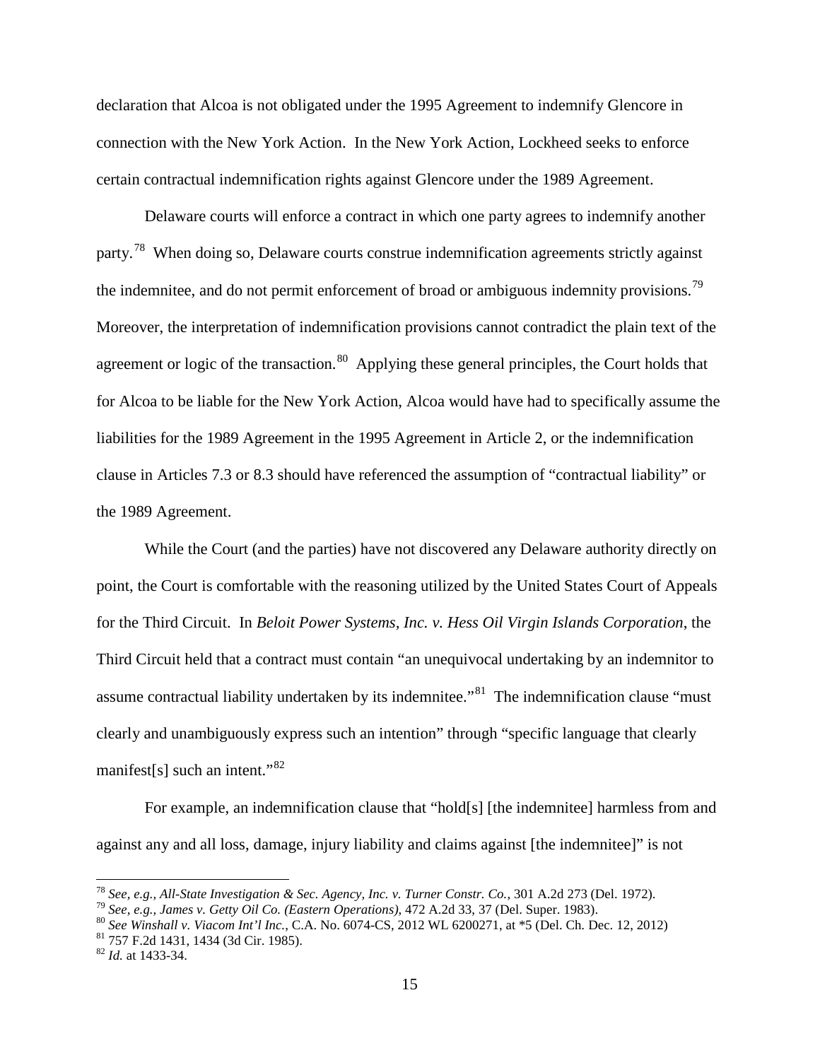declaration that Alcoa is not obligated under the 1995 Agreement to indemnify Glencore in connection with the New York Action. In the New York Action, Lockheed seeks to enforce certain contractual indemnification rights against Glencore under the 1989 Agreement.

Delaware courts will enforce a contract in which one party agrees to indemnify another party.[78] When doing so, Delaware courts construe indemnification agreements strictly against the indemnitee, and do not permit enforcement of broad or ambiguous indemnity provisions.[79] Moreover, the interpretation of indemnification provisions cannot contradict the plain text of the agreement or logic of the transaction.[80] Applying these general principles, the Court holds that for Alcoa to be liable for the New York Action, Alcoa would have had to specifically assume the liabilities for the 1989 Agreement in the 1995 Agreement in Article 2, or the indemnification clause in Articles 7.3 or 8.3 should have referenced the assumption of "contractual liability" or the 1989 Agreement.

While the Court (and the parties) have not discovered any Delaware authority directly on point, the Court is comfortable with the reasoning utilized by the United States Court of Appeals for the Third Circuit. In *Beloit Power Systems, Inc. v. Hess Oil Virgin Islands Corporation*, the Third Circuit held that a contract must contain "an unequivocal undertaking by an indemnitor to assume contractual liability undertaken by its indemnitee."[81] The indemnification clause "must clearly and unambiguously express such an intention" through "specific language that clearly manifest[s] such an intent."[82]

For example, an indemnification clause that "hold[s] [the indemnitee] harmless from and against any and all loss, damage, injury liability and claims against [the indemnitee]" is not

---

[78] *See, e.g., All-State Investigation & Sec. Agency, Inc. v. Turner Constr. Co.*, 301 A.2d 273 (Del. 1972).

[79] *See, e.g., James v. Getty Oil Co. (Eastern Operations)*, 472 A.2d 33, 37 (Del. Super. 1983).

[80] *See Winshall v. Viacom Int'l Inc.*, C.A. No. 6074-CS, 2012 WL 6200271, at *5 (Del. Ch. Dec. 12, 2012)

[81] 757 F.2d 1431, 1434 (3d Cir. 1985).

[82] *Id.* at 1433-34.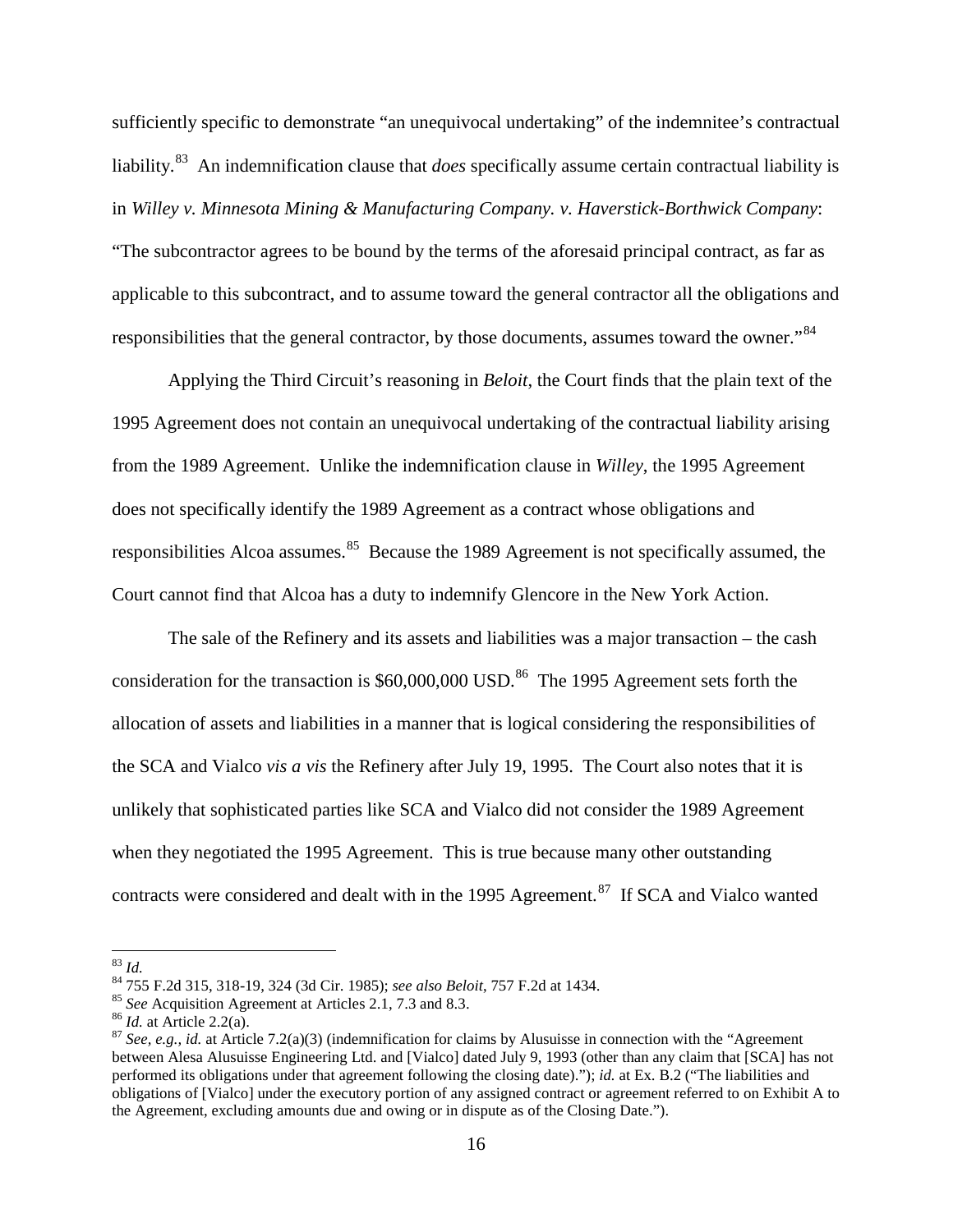sufficiently specific to demonstrate "an unequivocal undertaking" of the indemnitee's contractual liability.[83] An indemnification clause that *does* specifically assume certain contractual liability is in *Willey v. Minnesota Mining & Manufacturing Company. v. Haverstick-Borthwick Company*: "The subcontractor agrees to be bound by the terms of the aforesaid principal contract, as far as applicable to this subcontract, and to assume toward the general contractor all the obligations and responsibilities that the general contractor, by those documents, assumes toward the owner."[84]

Applying the Third Circuit's reasoning in *Beloit*, the Court finds that the plain text of the 1995 Agreement does not contain an unequivocal undertaking of the contractual liability arising from the 1989 Agreement. Unlike the indemnification clause in *Willey*, the 1995 Agreement does not specifically identify the 1989 Agreement as a contract whose obligations and responsibilities Alcoa assumes.[85] Because the 1989 Agreement is not specifically assumed, the Court cannot find that Alcoa has a duty to indemnify Glencore in the New York Action.

The sale of the Refinery and its assets and liabilities was a major transaction – the cash consideration for the transaction is $60,000,000 USD.[86] The 1995 Agreement sets forth the allocation of assets and liabilities in a manner that is logical considering the responsibilities of the SCA and Vialco *vis a vis* the Refinery after July 19, 1995. The Court also notes that it is unlikely that sophisticated parties like SCA and Vialco did not consider the 1989 Agreement when they negotiated the 1995 Agreement. This is true because many other outstanding contracts were considered and dealt with in the 1995 Agreement.[87] If SCA and Vialco wanted

---

[83] *Id.*

[84] 755 F.2d 315, 318-19, 324 (3d Cir. 1985); *see also Beloit*, 757 F.2d at 1434.

[85] *See* Acquisition Agreement at Articles 2.1, 7.3 and 8.3.

[86] *Id.* at Article 2.2(a).

[87] *See, e.g., id.* at Article 7.2(a)(3) (indemnification for claims by Alusuisse in connection with the "Agreement between Alesa Alusuisse Engineering Ltd. and [Vialco] dated July 9, 1993 (other than any claim that [SCA] has not performed its obligations under that agreement following the closing date)."); *id.* at Ex. B.2 ("The liabilities and obligations of [Vialco] under the executory portion of any assigned contract or agreement referred to on Exhibit A to the Agreement, excluding amounts due and owing or in dispute as of the Closing Date.").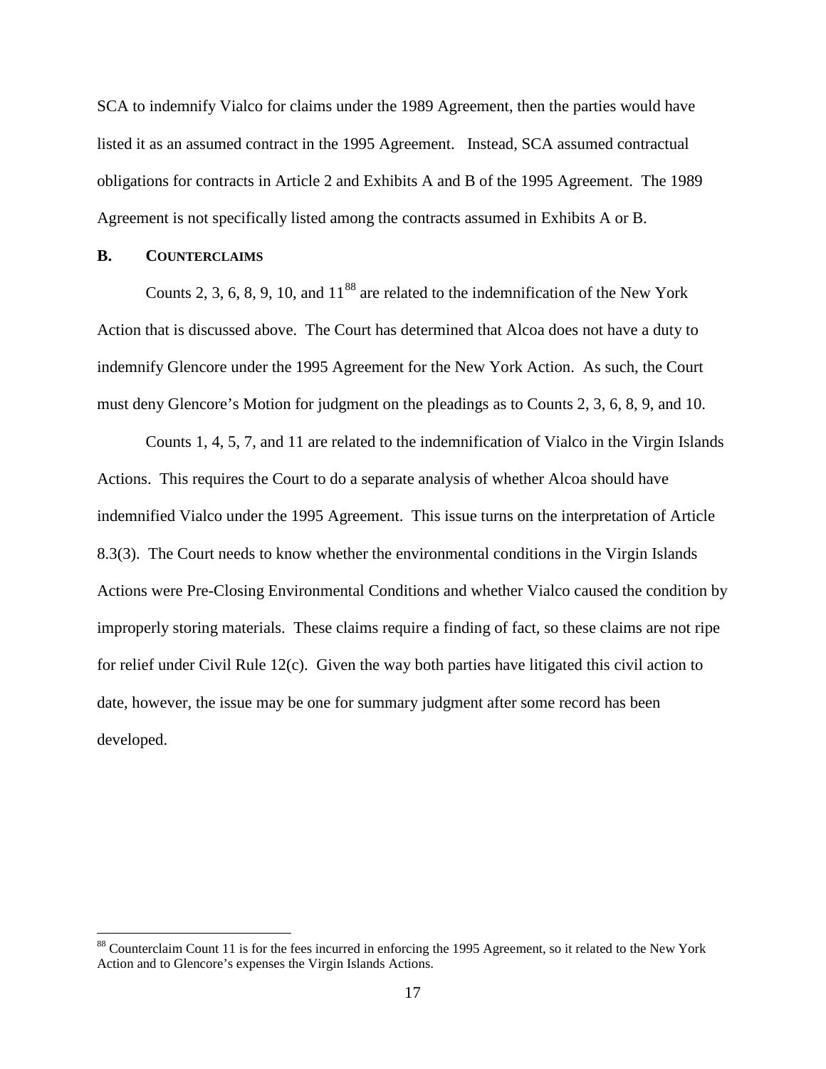SCA to indemnify Vialco for claims under the 1989 Agreement, then the parties would have listed it as an assumed contract in the 1995 Agreement. Instead, SCA assumed contractual obligations for contracts in Article 2 and Exhibits A and B of the 1995 Agreement. The 1989 Agreement is not specifically listed among the contracts assumed in Exhibits A or B.

## B. COUNTERCLAIMS

Counts 2, 3, 6, 8, 9, 10, and 11[88] are related to the indemnification of the New York Action that is discussed above. The Court has determined that Alcoa does not have a duty to indemnify Glencore under the 1995 Agreement for the New York Action. As such, the Court must deny Glencore's Motion for judgment on the pleadings as to Counts 2, 3, 6, 8, 9, and 10.

Counts 1, 4, 5, 7, and 11 are related to the indemnification of Vialco in the Virgin Islands Actions. This requires the Court to do a separate analysis of whether Alcoa should have indemnified Vialco under the 1995 Agreement. This issue turns on the interpretation of Article 8.3(3). The Court needs to know whether the environmental conditions in the Virgin Islands Actions were Pre-Closing Environmental Conditions and whether Vialco caused the condition by improperly storing materials. These claims require a finding of fact, so these claims are not ripe for relief under Civil Rule 12(c). Given the way both parties have litigated this civil action to date, however, the issue may be one for summary judgment after some record has been developed.

[88] Counterclaim Count 11 is for the fees incurred in enforcing the 1995 Agreement, so it related to the New York Action and to Glencore's expenses the Virgin Islands Actions.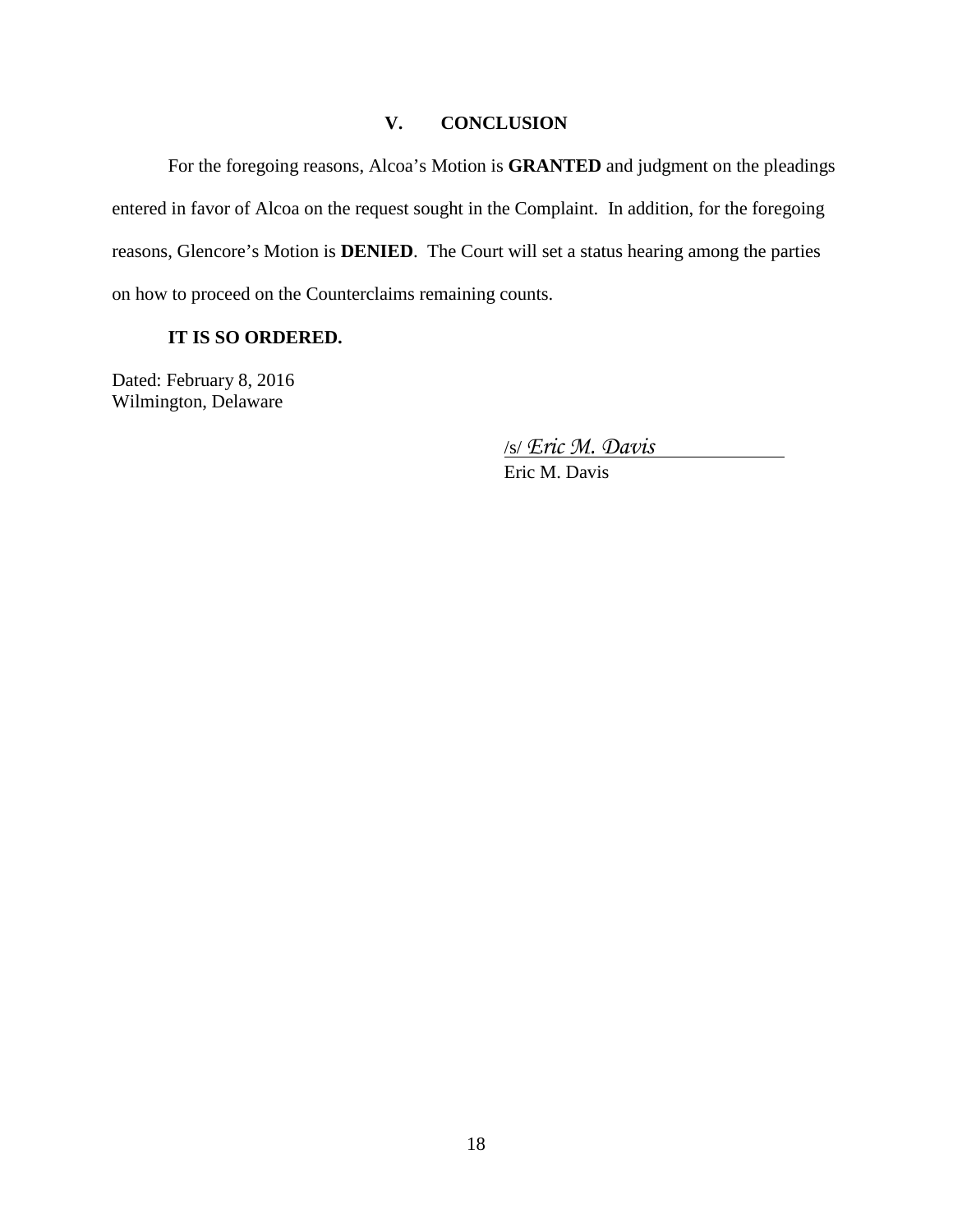## V. CONCLUSION

For the foregoing reasons, Alcoa's Motion is **GRANTED** and judgment on the pleadings entered in favor of Alcoa on the request sought in the Complaint. In addition, for the foregoing reasons, Glencore's Motion is **DENIED**. The Court will set a status hearing among the parties on how to proceed on the Counterclaims remaining counts.

**IT IS SO ORDERED.**

Dated: February 8, 2016
Wilmington, Delaware

/s/ *Eric M. Davis*
Eric M. Davis